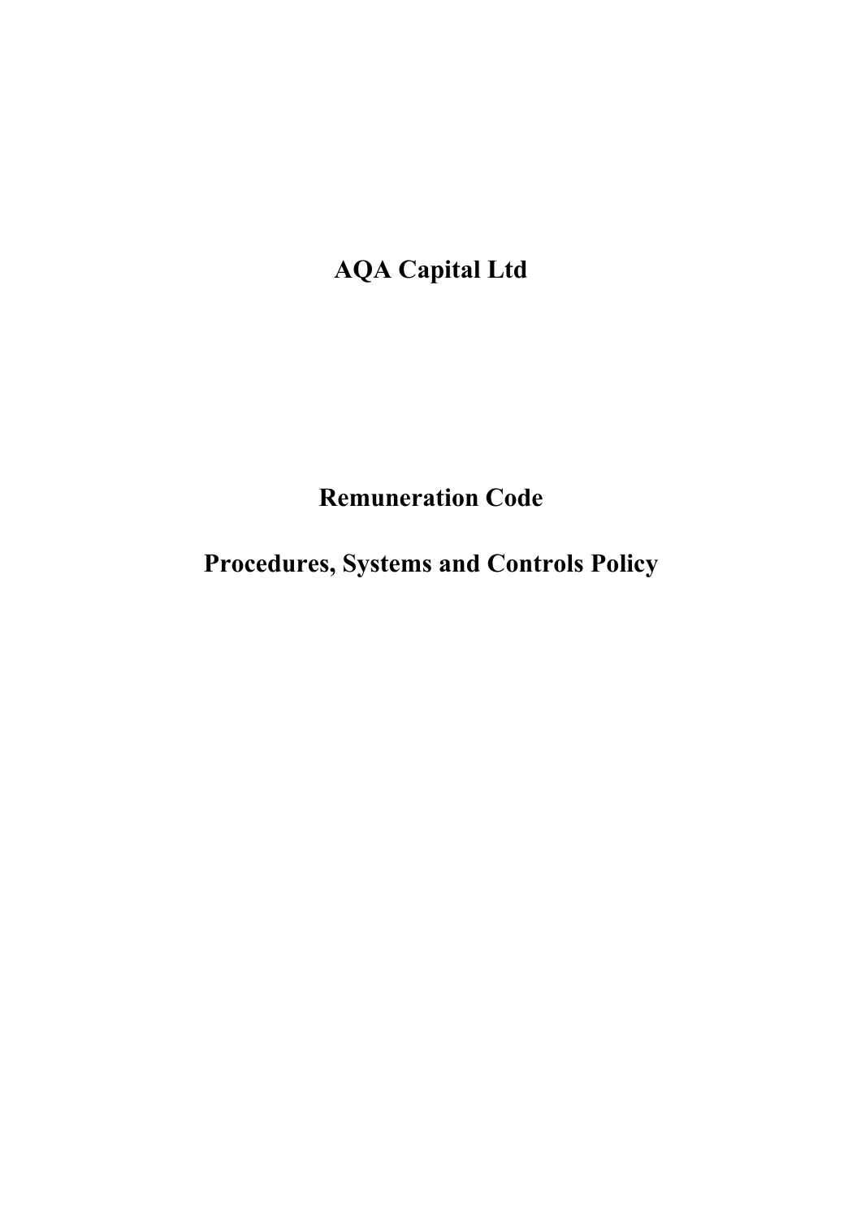# AQA Capital Ltd

# Remuneration Code

# Procedures, Systems and Controls Policy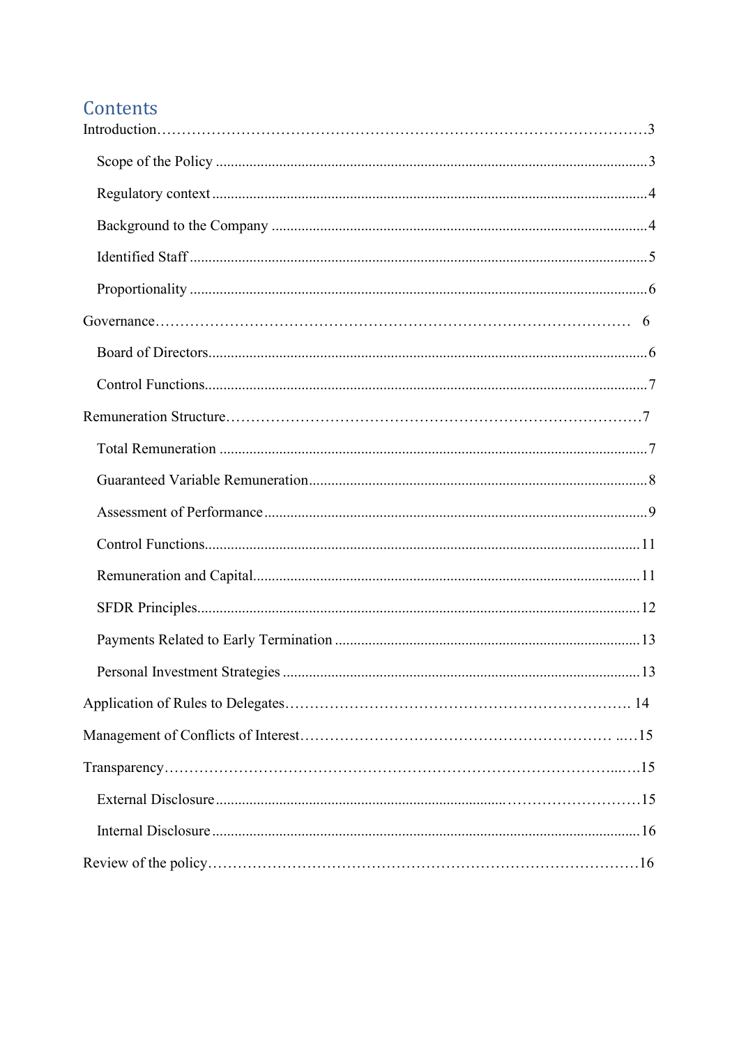## Contents

Introduction……………………………………………………………………………………3

- Scope of the Policy ....................................................................................................................3
- Regulatory context ....................................................................................................................4
- Background to the Company ....................................................................................................4
- Identified Staff ..........................................................................................................................5
- Proportionality ..........................................................................................................................6

Governance………………………………………………………………………………… 6

- Board of Directors.....................................................................................................................6
- Control Functions......................................................................................................................7

Remuneration Structure…………………………………………………………………………7

- Total Remuneration ..................................................................................................................7
- Guaranteed Variable Remuneration..........................................................................................8
- Assessment of Performance ......................................................................................................9
- Control Functions....................................................................................................................11
- Remuneration and Capital.......................................................................................................11
- SFDR Principles......................................................................................................................12
- Payments Related to Early Termination .................................................................................13
- Personal Investment Strategies ...............................................................................................13

Application of Rules to Delegates…………………………………………………………. 14

Management of Conflicts of Interest………………………………………………………… ..…15

Transparency…………………………………………………………………………......…15

- External Disclosure ...........................................................................………………………15
- Internal Disclosure ..................................................................................................................16

Review of the policy……………………………………………………………………………16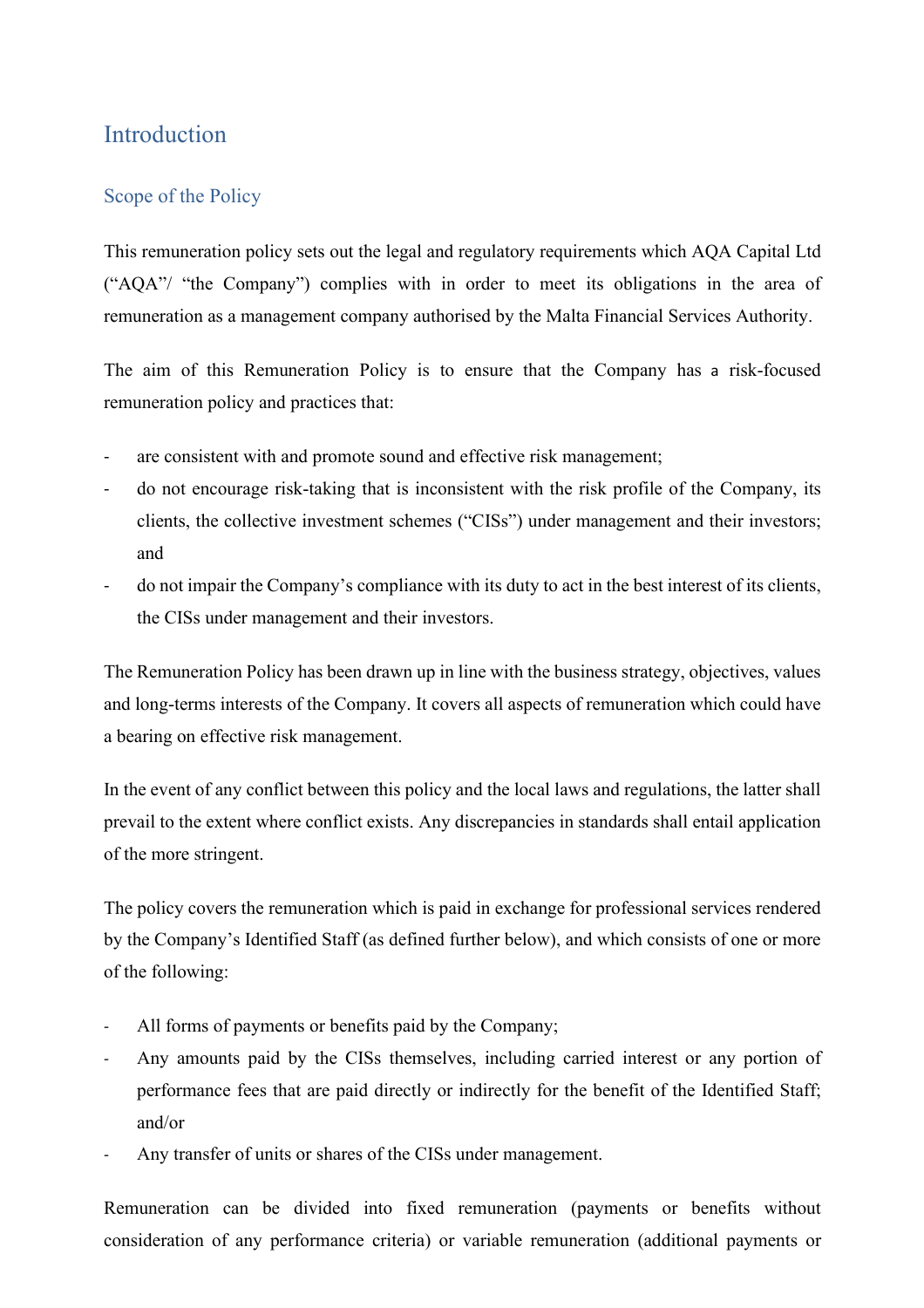# Introduction

## Scope of the Policy

This remuneration policy sets out the legal and regulatory requirements which AQA Capital Ltd ("AQA"/ "the Company") complies with in order to meet its obligations in the area of remuneration as a management company authorised by the Malta Financial Services Authority.

The aim of this Remuneration Policy is to ensure that the Company has a risk-focused remuneration policy and practices that:

- are consistent with and promote sound and effective risk management;
- do not encourage risk-taking that is inconsistent with the risk profile of the Company, its clients, the collective investment schemes ("CISs") under management and their investors; and
- do not impair the Company's compliance with its duty to act in the best interest of its clients, the CISs under management and their investors.

The Remuneration Policy has been drawn up in line with the business strategy, objectives, values and long-terms interests of the Company. It covers all aspects of remuneration which could have a bearing on effective risk management.

In the event of any conflict between this policy and the local laws and regulations, the latter shall prevail to the extent where conflict exists. Any discrepancies in standards shall entail application of the more stringent.

The policy covers the remuneration which is paid in exchange for professional services rendered by the Company's Identified Staff (as defined further below), and which consists of one or more of the following:

- All forms of payments or benefits paid by the Company;
- Any amounts paid by the CISs themselves, including carried interest or any portion of performance fees that are paid directly or indirectly for the benefit of the Identified Staff; and/or
- Any transfer of units or shares of the CISs under management.

Remuneration can be divided into fixed remuneration (payments or benefits without consideration of any performance criteria) or variable remuneration (additional payments or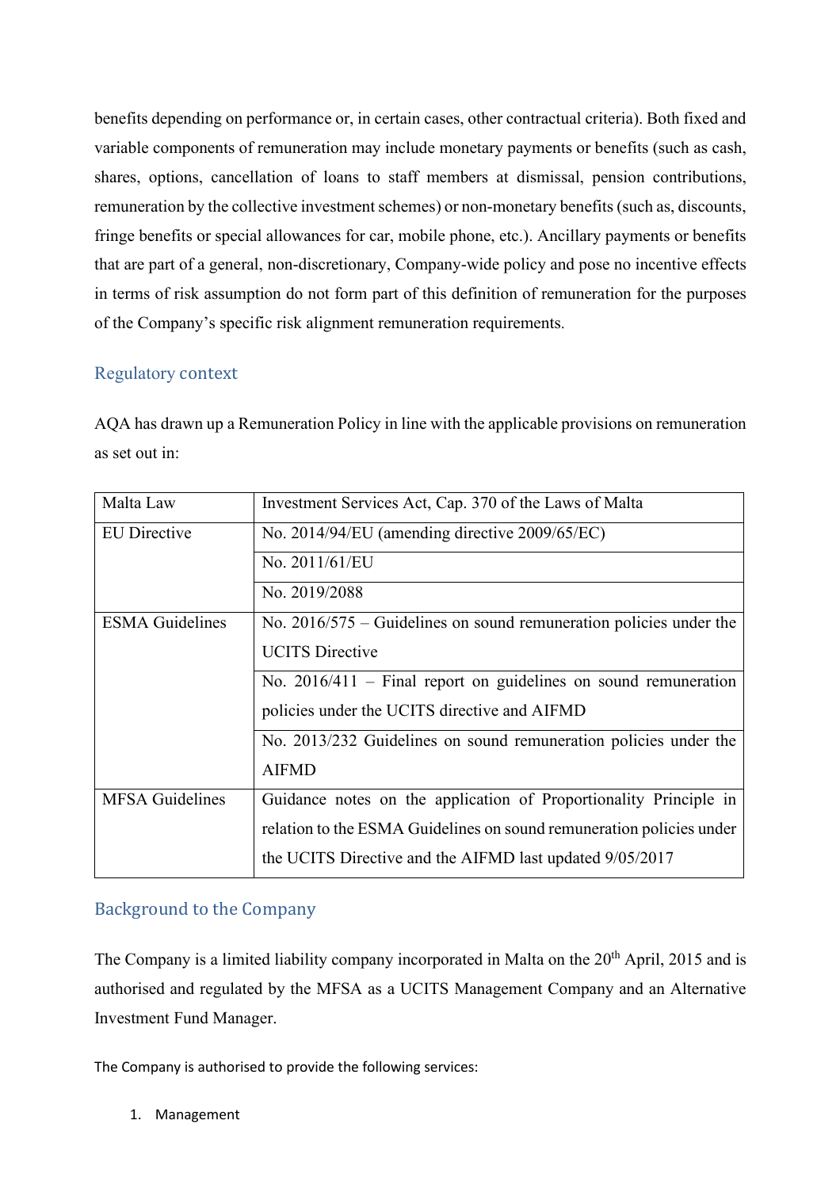benefits depending on performance or, in certain cases, other contractual criteria). Both fixed and variable components of remuneration may include monetary payments or benefits (such as cash, shares, options, cancellation of loans to staff members at dismissal, pension contributions, remuneration by the collective investment schemes) or non-monetary benefits (such as, discounts, fringe benefits or special allowances for car, mobile phone, etc.). Ancillary payments or benefits that are part of a general, non-discretionary, Company-wide policy and pose no incentive effects in terms of risk assumption do not form part of this definition of remuneration for the purposes of the Company's specific risk alignment remuneration requirements.

## Regulatory context

AQA has drawn up a Remuneration Policy in line with the applicable provisions on remuneration as set out in:

| | |
|---|---|
| Malta Law | Investment Services Act, Cap. 370 of the Laws of Malta |
| EU Directive | No. 2014/94/EU (amending directive 2009/65/EC) |
| | No. 2011/61/EU |
| | No. 2019/2088 |
| ESMA Guidelines | No. 2016/575 – Guidelines on sound remuneration policies under the UCITS Directive |
| | No. 2016/411 – Final report on guidelines on sound remuneration policies under the UCITS directive and AIFMD |
| | No. 2013/232 Guidelines on sound remuneration policies under the AIFMD |
| MFSA Guidelines | Guidance notes on the application of Proportionality Principle in relation to the ESMA Guidelines on sound remuneration policies under the UCITS Directive and the AIFMD last updated 9/05/2017 |

## Background to the Company

The Company is a limited liability company incorporated in Malta on the 20th April, 2015 and is authorised and regulated by the MFSA as a UCITS Management Company and an Alternative Investment Fund Manager.

The Company is authorised to provide the following services:

1. Management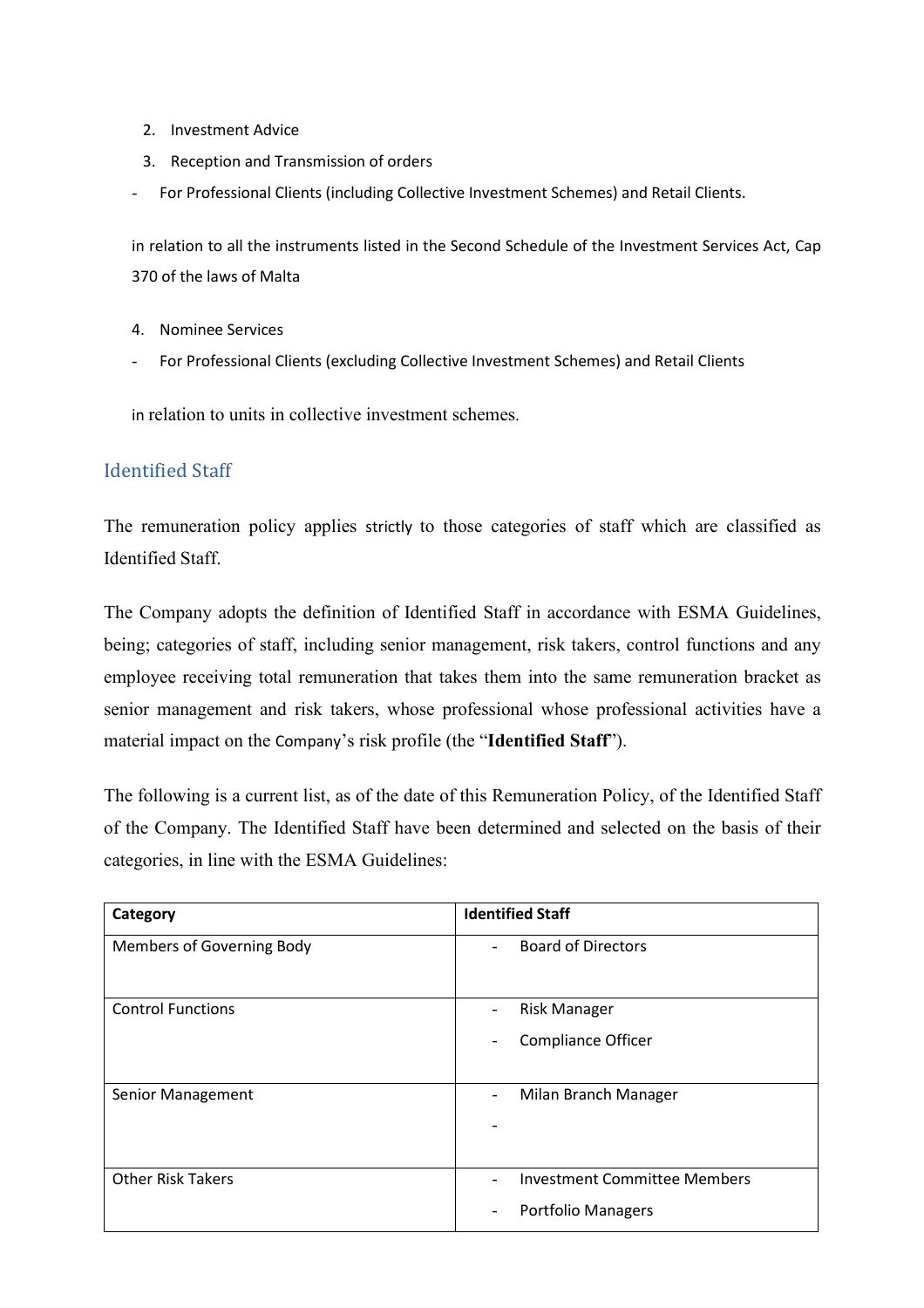2. Investment Advice
3. Reception and Transmission of orders

- For Professional Clients (including Collective Investment Schemes) and Retail Clients.

in relation to all the instruments listed in the Second Schedule of the Investment Services Act, Cap 370 of the laws of Malta

4. Nominee Services

- For Professional Clients (excluding Collective Investment Schemes) and Retail Clients

in relation to units in collective investment schemes.

## Identified Staff

The remuneration policy applies strictly to those categories of staff which are classified as Identified Staff.

The Company adopts the definition of Identified Staff in accordance with ESMA Guidelines, being; categories of staff, including senior management, risk takers, control functions and any employee receiving total remuneration that takes them into the same remuneration bracket as senior management and risk takers, whose professional whose professional activities have a material impact on the Company's risk profile (the "**Identified Staff**").

The following is a current list, as of the date of this Remuneration Policy, of the Identified Staff of the Company. The Identified Staff have been determined and selected on the basis of their categories, in line with the ESMA Guidelines:

| Category | Identified Staff |
|---|---|
| Members of Governing Body | - Board of Directors |
| Control Functions | - Risk Manager<br>- Compliance Officer |
| Senior Management | - Milan Branch Manager<br>- |
| Other Risk Takers | - Investment Committee Members<br>- Portfolio Managers |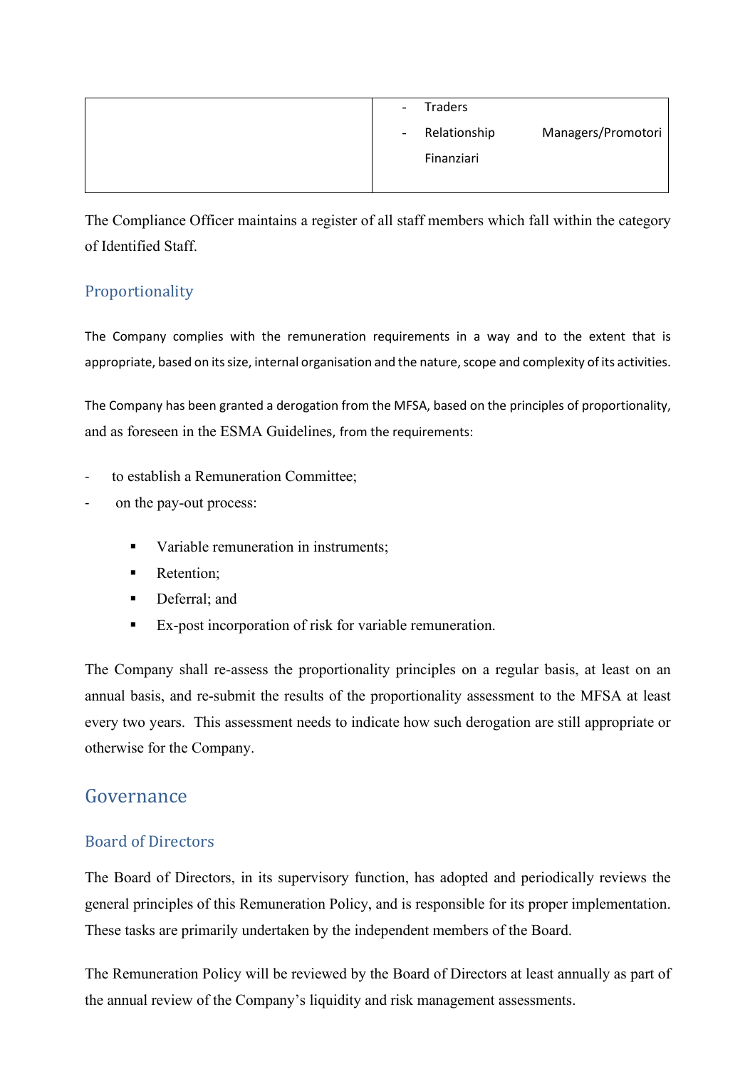| | - Traders<br>- Relationship Managers/Promotori Finanziari |
|---|---|

The Compliance Officer maintains a register of all staff members which fall within the category of Identified Staff.

### Proportionality

The Company complies with the remuneration requirements in a way and to the extent that is appropriate, based on its size, internal organisation and the nature, scope and complexity of its activities.

The Company has been granted a derogation from the MFSA, based on the principles of proportionality, and as foreseen in the ESMA Guidelines, from the requirements:

- to establish a Remuneration Committee;
- on the pay-out process:
  - Variable remuneration in instruments;
  - Retention;
  - Deferral; and
  - Ex-post incorporation of risk for variable remuneration.

The Company shall re-assess the proportionality principles on a regular basis, at least on an annual basis, and re-submit the results of the proportionality assessment to the MFSA at least every two years. This assessment needs to indicate how such derogation are still appropriate or otherwise for the Company.

## Governance

### Board of Directors

The Board of Directors, in its supervisory function, has adopted and periodically reviews the general principles of this Remuneration Policy, and is responsible for its proper implementation. These tasks are primarily undertaken by the independent members of the Board.

The Remuneration Policy will be reviewed by the Board of Directors at least annually as part of the annual review of the Company's liquidity and risk management assessments.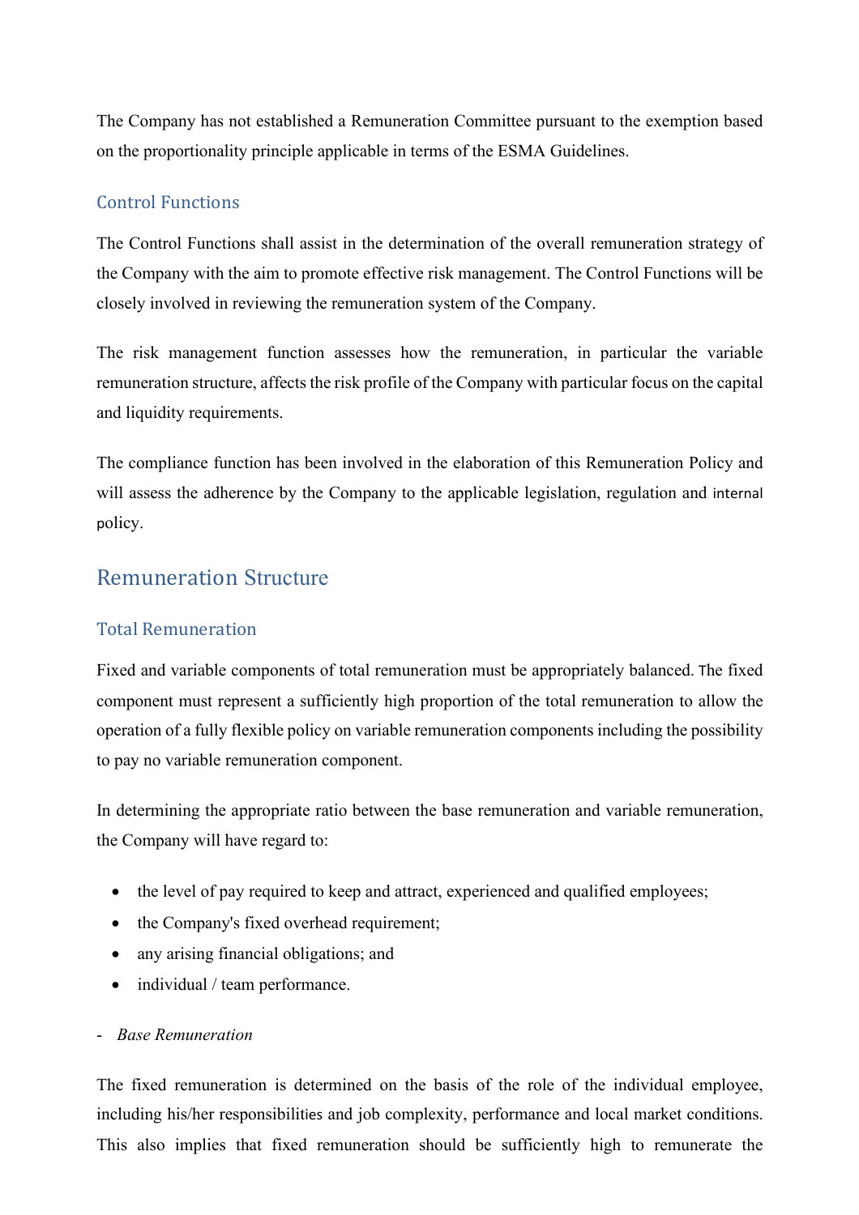The Company has not established a Remuneration Committee pursuant to the exemption based on the proportionality principle applicable in terms of the ESMA Guidelines.

### Control Functions

The Control Functions shall assist in the determination of the overall remuneration strategy of the Company with the aim to promote effective risk management. The Control Functions will be closely involved in reviewing the remuneration system of the Company.

The risk management function assesses how the remuneration, in particular the variable remuneration structure, affects the risk profile of the Company with particular focus on the capital and liquidity requirements.

The compliance function has been involved in the elaboration of this Remuneration Policy and will assess the adherence by the Company to the applicable legislation, regulation and internal policy.

## Remuneration Structure

### Total Remuneration

Fixed and variable components of total remuneration must be appropriately balanced. The fixed component must represent a sufficiently high proportion of the total remuneration to allow the operation of a fully flexible policy on variable remuneration components including the possibility to pay no variable remuneration component.

In determining the appropriate ratio between the base remuneration and variable remuneration, the Company will have regard to:

- the level of pay required to keep and attract, experienced and qualified employees;
- the Company's fixed overhead requirement;
- any arising financial obligations; and
- individual / team performance.

- *Base Remuneration*

The fixed remuneration is determined on the basis of the role of the individual employee, including his/her responsibilities and job complexity, performance and local market conditions. This also implies that fixed remuneration should be sufficiently high to remunerate the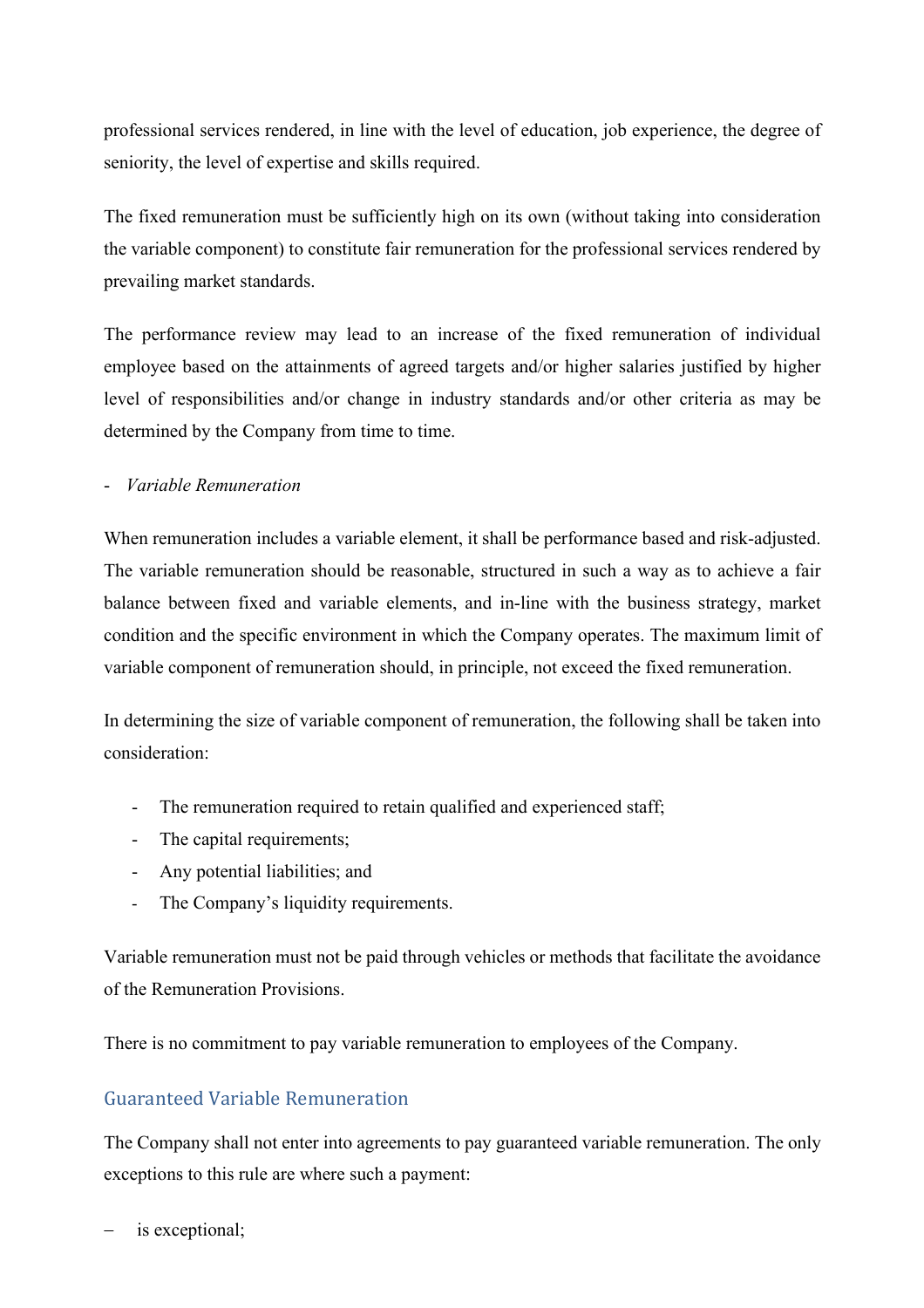professional services rendered, in line with the level of education, job experience, the degree of seniority, the level of expertise and skills required.

The fixed remuneration must be sufficiently high on its own (without taking into consideration the variable component) to constitute fair remuneration for the professional services rendered by prevailing market standards.

The performance review may lead to an increase of the fixed remuneration of individual employee based on the attainments of agreed targets and/or higher salaries justified by higher level of responsibilities and/or change in industry standards and/or other criteria as may be determined by the Company from time to time.

- *Variable Remuneration*

When remuneration includes a variable element, it shall be performance based and risk-adjusted. The variable remuneration should be reasonable, structured in such a way as to achieve a fair balance between fixed and variable elements, and in-line with the business strategy, market condition and the specific environment in which the Company operates. The maximum limit of variable component of remuneration should, in principle, not exceed the fixed remuneration.

In determining the size of variable component of remuneration, the following shall be taken into consideration:

- The remuneration required to retain qualified and experienced staff;
- The capital requirements;
- Any potential liabilities; and
- The Company's liquidity requirements.

Variable remuneration must not be paid through vehicles or methods that facilitate the avoidance of the Remuneration Provisions.

There is no commitment to pay variable remuneration to employees of the Company.

## Guaranteed Variable Remuneration

The Company shall not enter into agreements to pay guaranteed variable remuneration. The only exceptions to this rule are where such a payment:

– is exceptional;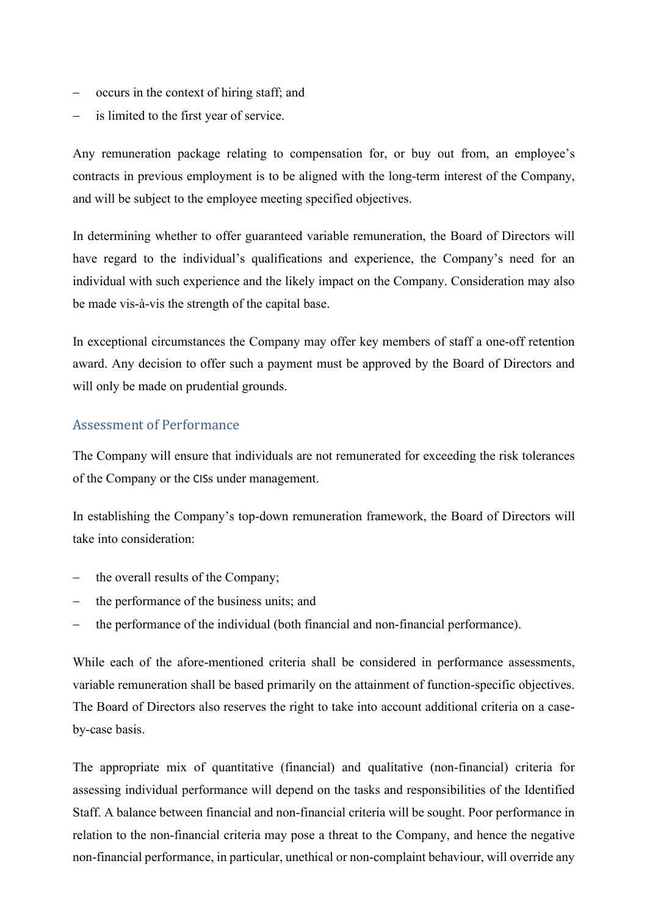- occurs in the context of hiring staff; and
- is limited to the first year of service.

Any remuneration package relating to compensation for, or buy out from, an employee's contracts in previous employment is to be aligned with the long-term interest of the Company, and will be subject to the employee meeting specified objectives.

In determining whether to offer guaranteed variable remuneration, the Board of Directors will have regard to the individual's qualifications and experience, the Company's need for an individual with such experience and the likely impact on the Company. Consideration may also be made vis-à-vis the strength of the capital base.

In exceptional circumstances the Company may offer key members of staff a one-off retention award. Any decision to offer such a payment must be approved by the Board of Directors and will only be made on prudential grounds.

## Assessment of Performance

The Company will ensure that individuals are not remunerated for exceeding the risk tolerances of the Company or the CISs under management.

In establishing the Company's top-down remuneration framework, the Board of Directors will take into consideration:

- the overall results of the Company;
- the performance of the business units; and
- the performance of the individual (both financial and non-financial performance).

While each of the afore-mentioned criteria shall be considered in performance assessments, variable remuneration shall be based primarily on the attainment of function-specific objectives. The Board of Directors also reserves the right to take into account additional criteria on a case-by-case basis.

The appropriate mix of quantitative (financial) and qualitative (non-financial) criteria for assessing individual performance will depend on the tasks and responsibilities of the Identified Staff. A balance between financial and non-financial criteria will be sought. Poor performance in relation to the non-financial criteria may pose a threat to the Company, and hence the negative non-financial performance, in particular, unethical or non-complaint behaviour, will override any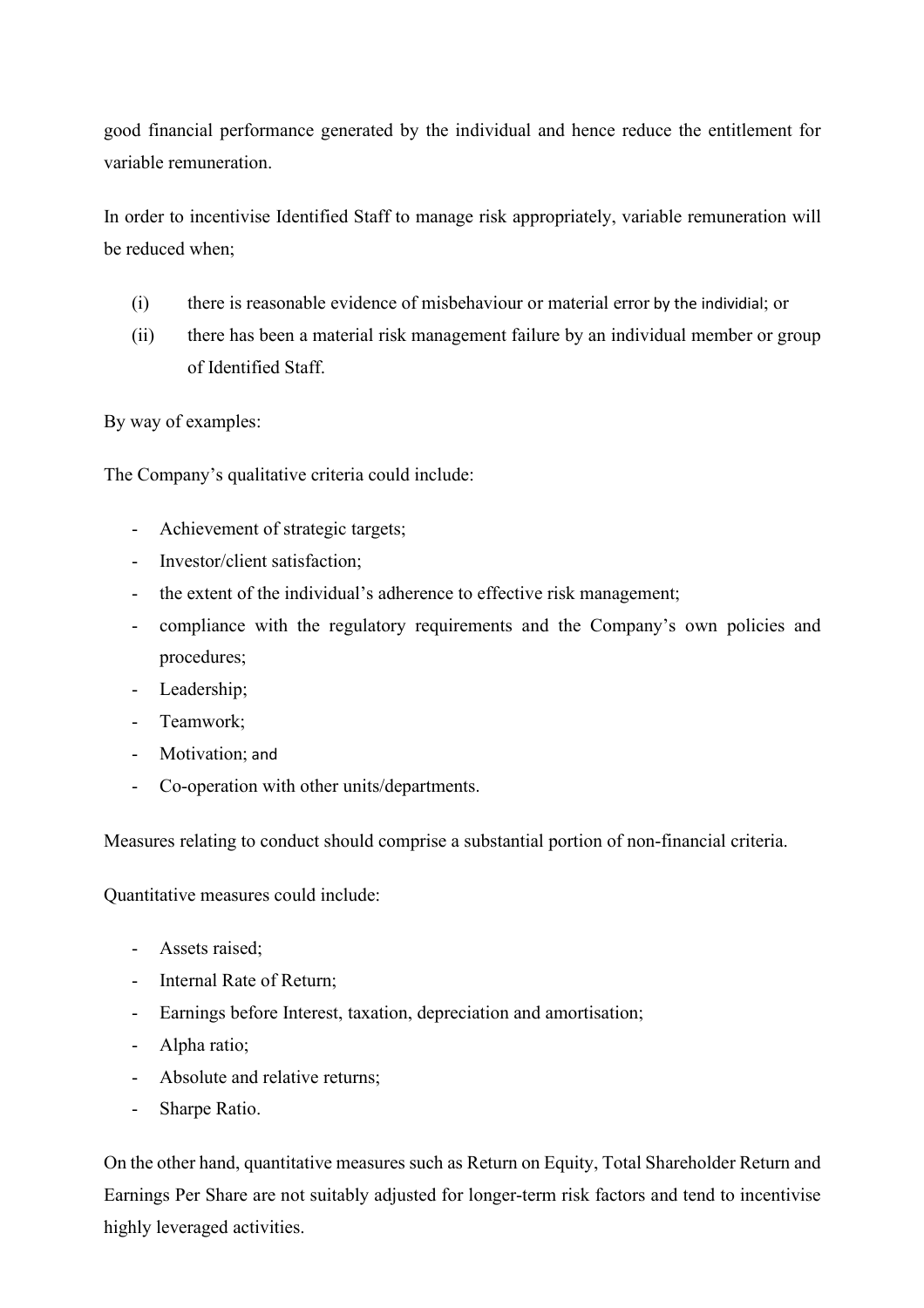good financial performance generated by the individual and hence reduce the entitlement for variable remuneration.

In order to incentivise Identified Staff to manage risk appropriately, variable remuneration will be reduced when;

(i) there is reasonable evidence of misbehaviour or material error by the individial; or

(ii) there has been a material risk management failure by an individual member or group of Identified Staff.

By way of examples:

The Company's qualitative criteria could include:

- Achievement of strategic targets;
- Investor/client satisfaction;
- the extent of the individual's adherence to effective risk management;
- compliance with the regulatory requirements and the Company's own policies and procedures;
- Leadership;
- Teamwork;
- Motivation; and
- Co-operation with other units/departments.

Measures relating to conduct should comprise a substantial portion of non-financial criteria.

Quantitative measures could include:

- Assets raised;
- Internal Rate of Return;
- Earnings before Interest, taxation, depreciation and amortisation;
- Alpha ratio;
- Absolute and relative returns;
- Sharpe Ratio.

On the other hand, quantitative measures such as Return on Equity, Total Shareholder Return and Earnings Per Share are not suitably adjusted for longer-term risk factors and tend to incentivise highly leveraged activities.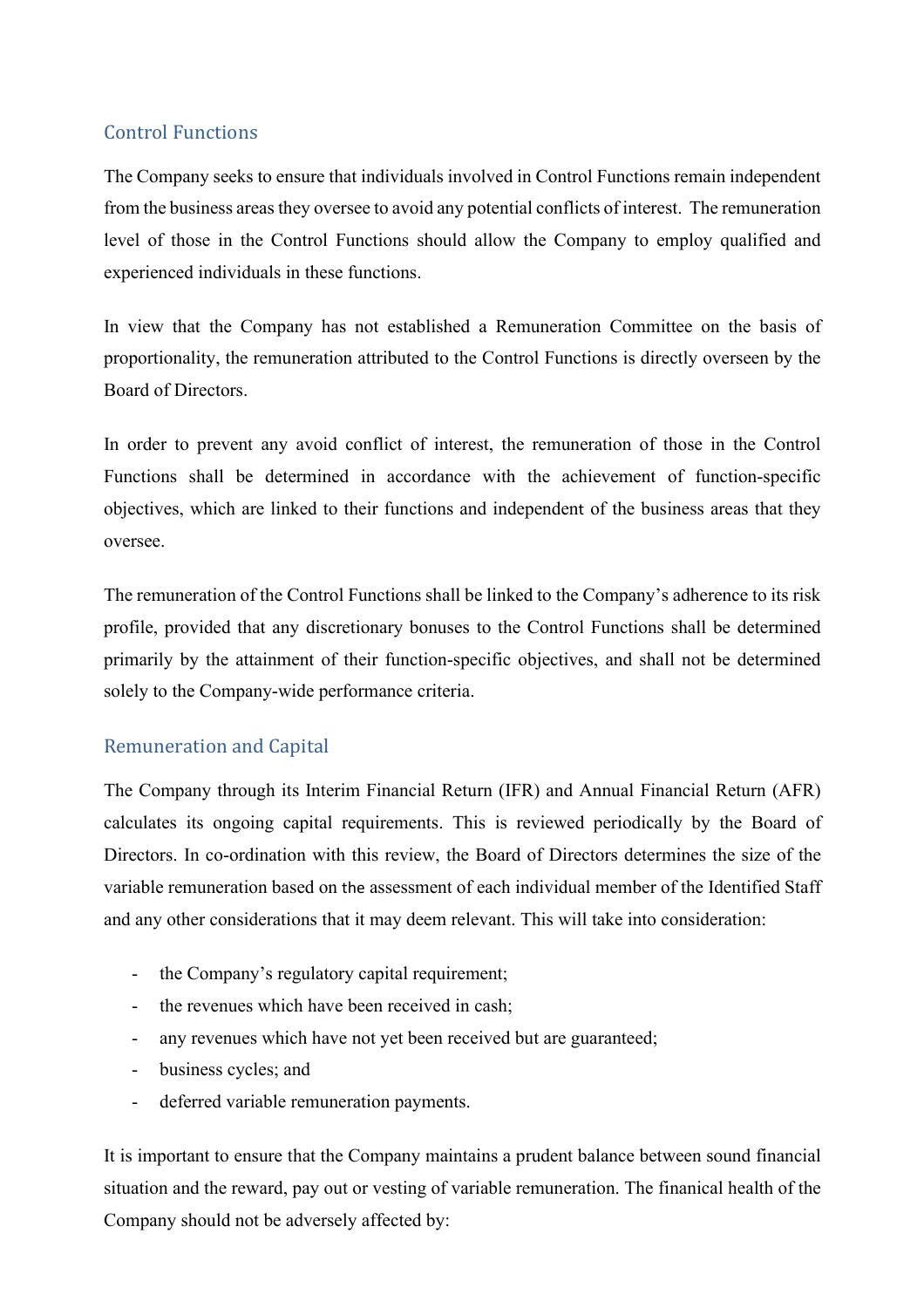## Control Functions

The Company seeks to ensure that individuals involved in Control Functions remain independent from the business areas they oversee to avoid any potential conflicts of interest. The remuneration level of those in the Control Functions should allow the Company to employ qualified and experienced individuals in these functions.

In view that the Company has not established a Remuneration Committee on the basis of proportionality, the remuneration attributed to the Control Functions is directly overseen by the Board of Directors.

In order to prevent any avoid conflict of interest, the remuneration of those in the Control Functions shall be determined in accordance with the achievement of function-specific objectives, which are linked to their functions and independent of the business areas that they oversee.

The remuneration of the Control Functions shall be linked to the Company's adherence to its risk profile, provided that any discretionary bonuses to the Control Functions shall be determined primarily by the attainment of their function-specific objectives, and shall not be determined solely to the Company-wide performance criteria.

## Remuneration and Capital

The Company through its Interim Financial Return (IFR) and Annual Financial Return (AFR) calculates its ongoing capital requirements. This is reviewed periodically by the Board of Directors. In co-ordination with this review, the Board of Directors determines the size of the variable remuneration based on the assessment of each individual member of the Identified Staff and any other considerations that it may deem relevant. This will take into consideration:

- the Company's regulatory capital requirement;
- the revenues which have been received in cash;
- any revenues which have not yet been received but are guaranteed;
- business cycles; and
- deferred variable remuneration payments.

It is important to ensure that the Company maintains a prudent balance between sound financial situation and the reward, pay out or vesting of variable remuneration. The finanical health of the Company should not be adversely affected by: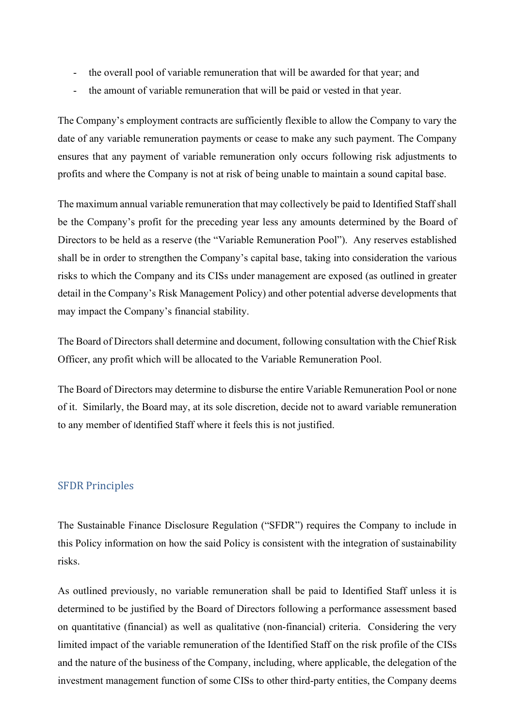- the overall pool of variable remuneration that will be awarded for that year; and
- the amount of variable remuneration that will be paid or vested in that year.

The Company's employment contracts are sufficiently flexible to allow the Company to vary the date of any variable remuneration payments or cease to make any such payment. The Company ensures that any payment of variable remuneration only occurs following risk adjustments to profits and where the Company is not at risk of being unable to maintain a sound capital base.

The maximum annual variable remuneration that may collectively be paid to Identified Staff shall be the Company's profit for the preceding year less any amounts determined by the Board of Directors to be held as a reserve (the "Variable Remuneration Pool"). Any reserves established shall be in order to strengthen the Company's capital base, taking into consideration the various risks to which the Company and its CISs under management are exposed (as outlined in greater detail in the Company's Risk Management Policy) and other potential adverse developments that may impact the Company's financial stability.

The Board of Directors shall determine and document, following consultation with the Chief Risk Officer, any profit which will be allocated to the Variable Remuneration Pool.

The Board of Directors may determine to disburse the entire Variable Remuneration Pool or none of it. Similarly, the Board may, at its sole discretion, decide not to award variable remuneration to any member of Identified Staff where it feels this is not justified.

## SFDR Principles

The Sustainable Finance Disclosure Regulation ("SFDR") requires the Company to include in this Policy information on how the said Policy is consistent with the integration of sustainability risks.

As outlined previously, no variable remuneration shall be paid to Identified Staff unless it is determined to be justified by the Board of Directors following a performance assessment based on quantitative (financial) as well as qualitative (non-financial) criteria. Considering the very limited impact of the variable remuneration of the Identified Staff on the risk profile of the CISs and the nature of the business of the Company, including, where applicable, the delegation of the investment management function of some CISs to other third-party entities, the Company deems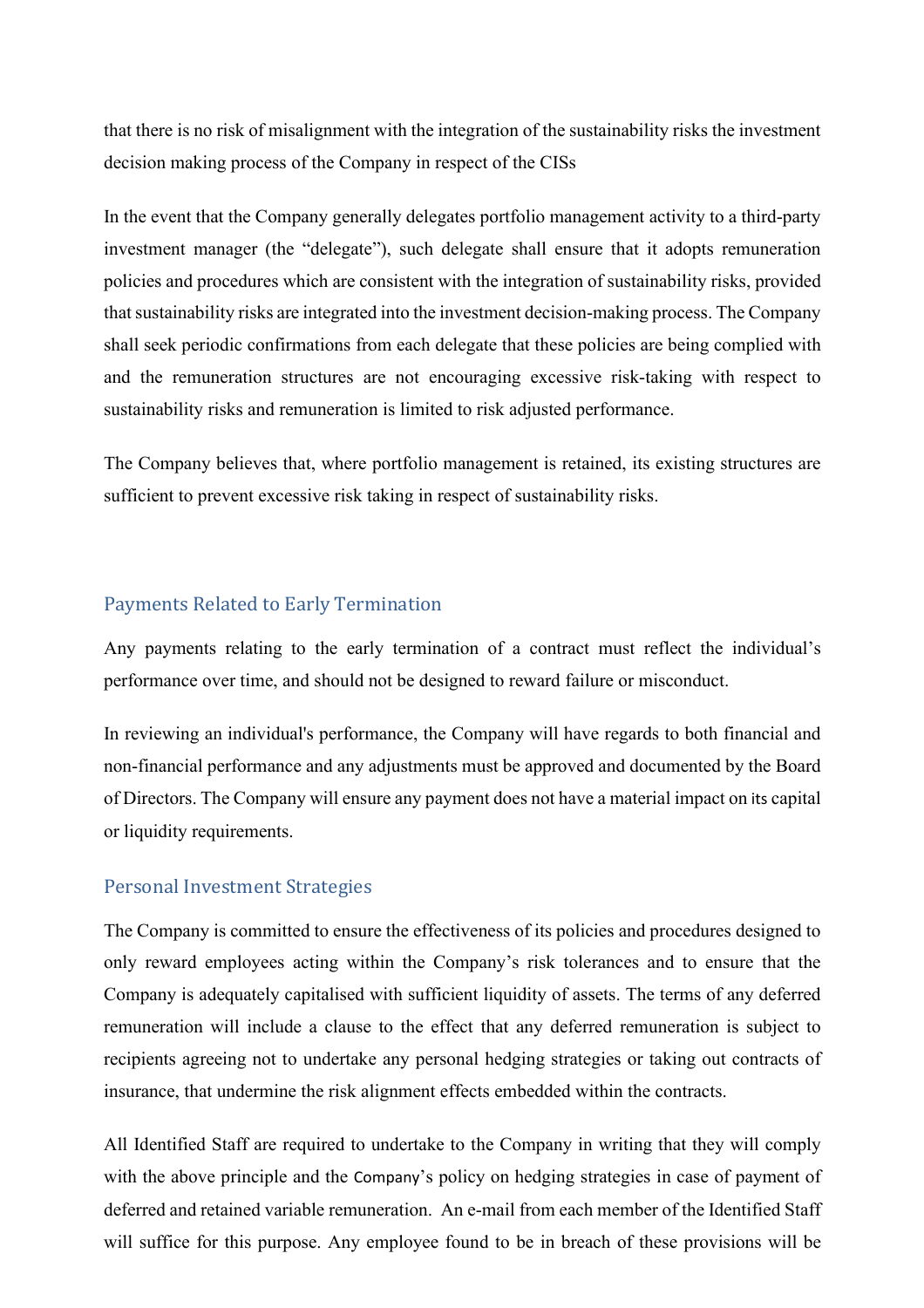that there is no risk of misalignment with the integration of the sustainability risks the investment decision making process of the Company in respect of the CISs

In the event that the Company generally delegates portfolio management activity to a third-party investment manager (the "delegate"), such delegate shall ensure that it adopts remuneration policies and procedures which are consistent with the integration of sustainability risks, provided that sustainability risks are integrated into the investment decision-making process. The Company shall seek periodic confirmations from each delegate that these policies are being complied with and the remuneration structures are not encouraging excessive risk-taking with respect to sustainability risks and remuneration is limited to risk adjusted performance.

The Company believes that, where portfolio management is retained, its existing structures are sufficient to prevent excessive risk taking in respect of sustainability risks.

## Payments Related to Early Termination

Any payments relating to the early termination of a contract must reflect the individual's performance over time, and should not be designed to reward failure or misconduct.

In reviewing an individual's performance, the Company will have regards to both financial and non-financial performance and any adjustments must be approved and documented by the Board of Directors. The Company will ensure any payment does not have a material impact on its capital or liquidity requirements.

## Personal Investment Strategies

The Company is committed to ensure the effectiveness of its policies and procedures designed to only reward employees acting within the Company's risk tolerances and to ensure that the Company is adequately capitalised with sufficient liquidity of assets. The terms of any deferred remuneration will include a clause to the effect that any deferred remuneration is subject to recipients agreeing not to undertake any personal hedging strategies or taking out contracts of insurance, that undermine the risk alignment effects embedded within the contracts.

All Identified Staff are required to undertake to the Company in writing that they will comply with the above principle and the Company's policy on hedging strategies in case of payment of deferred and retained variable remuneration. An e-mail from each member of the Identified Staff will suffice for this purpose. Any employee found to be in breach of these provisions will be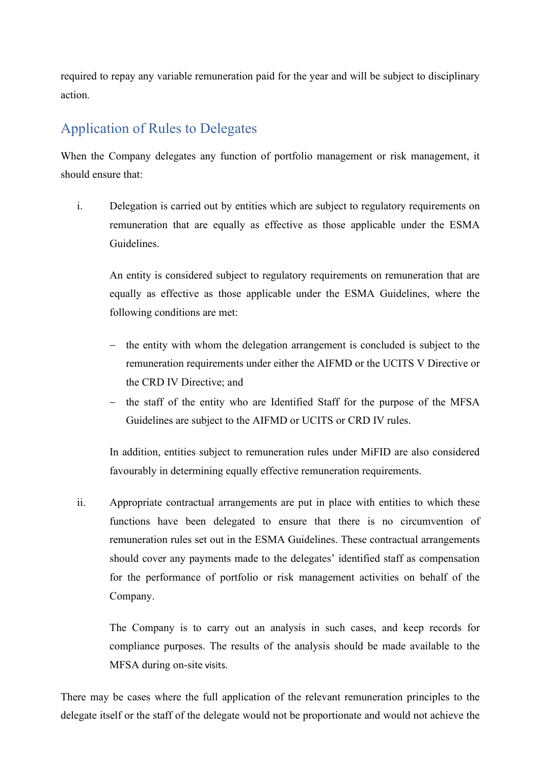required to repay any variable remuneration paid for the year and will be subject to disciplinary action.

## Application of Rules to Delegates

When the Company delegates any function of portfolio management or risk management, it should ensure that:

i. Delegation is carried out by entities which are subject to regulatory requirements on remuneration that are equally as effective as those applicable under the ESMA Guidelines.

   An entity is considered subject to regulatory requirements on remuneration that are equally as effective as those applicable under the ESMA Guidelines, where the following conditions are met:

   – the entity with whom the delegation arrangement is concluded is subject to the remuneration requirements under either the AIFMD or the UCITS V Directive or the CRD IV Directive; and
   – the staff of the entity who are Identified Staff for the purpose of the MFSA Guidelines are subject to the AIFMD or UCITS or CRD IV rules.

   In addition, entities subject to remuneration rules under MiFID are also considered favourably in determining equally effective remuneration requirements.

ii. Appropriate contractual arrangements are put in place with entities to which these functions have been delegated to ensure that there is no circumvention of remuneration rules set out in the ESMA Guidelines. These contractual arrangements should cover any payments made to the delegates' identified staff as compensation for the performance of portfolio or risk management activities on behalf of the Company.

   The Company is to carry out an analysis in such cases, and keep records for compliance purposes. The results of the analysis should be made available to the MFSA during on-site visits.

There may be cases where the full application of the relevant remuneration principles to the delegate itself or the staff of the delegate would not be proportionate and would not achieve the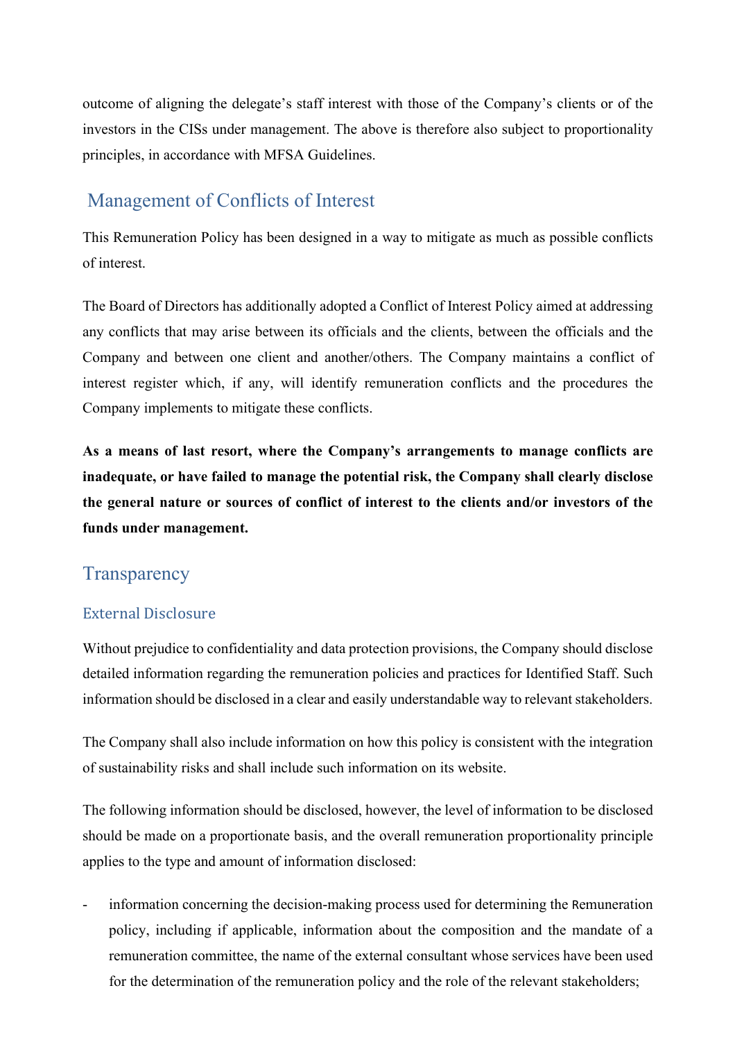outcome of aligning the delegate's staff interest with those of the Company's clients or of the investors in the CISs under management. The above is therefore also subject to proportionality principles, in accordance with MFSA Guidelines.

## Management of Conflicts of Interest

This Remuneration Policy has been designed in a way to mitigate as much as possible conflicts of interest.

The Board of Directors has additionally adopted a Conflict of Interest Policy aimed at addressing any conflicts that may arise between its officials and the clients, between the officials and the Company and between one client and another/others. The Company maintains a conflict of interest register which, if any, will identify remuneration conflicts and the procedures the Company implements to mitigate these conflicts.

**As a means of last resort, where the Company's arrangements to manage conflicts are inadequate, or have failed to manage the potential risk, the Company shall clearly disclose the general nature or sources of conflict of interest to the clients and/or investors of the funds under management.**

## Transparency

### External Disclosure

Without prejudice to confidentiality and data protection provisions, the Company should disclose detailed information regarding the remuneration policies and practices for Identified Staff. Such information should be disclosed in a clear and easily understandable way to relevant stakeholders.

The Company shall also include information on how this policy is consistent with the integration of sustainability risks and shall include such information on its website.

The following information should be disclosed, however, the level of information to be disclosed should be made on a proportionate basis, and the overall remuneration proportionality principle applies to the type and amount of information disclosed:

- information concerning the decision-making process used for determining the Remuneration policy, including if applicable, information about the composition and the mandate of a remuneration committee, the name of the external consultant whose services have been used for the determination of the remuneration policy and the role of the relevant stakeholders;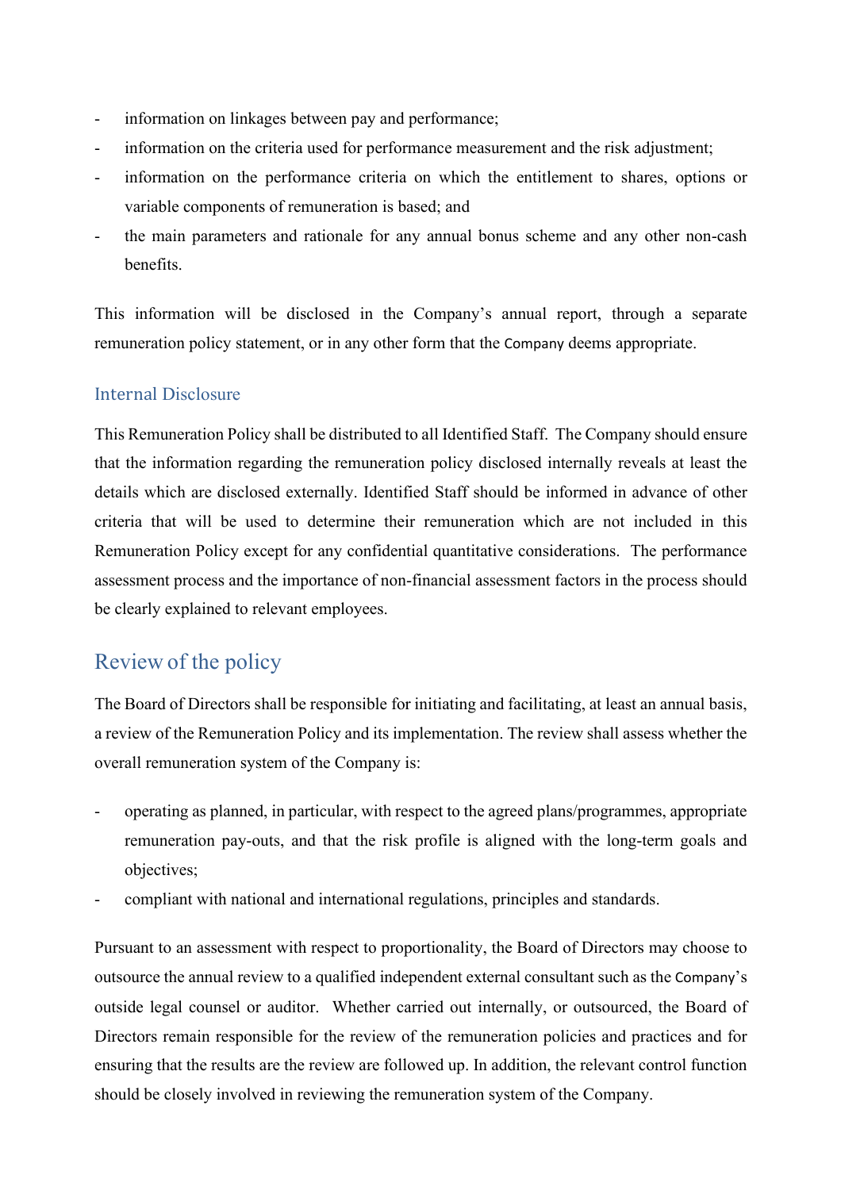- information on linkages between pay and performance;
- information on the criteria used for performance measurement and the risk adjustment;
- information on the performance criteria on which the entitlement to shares, options or variable components of remuneration is based; and
- the main parameters and rationale for any annual bonus scheme and any other non-cash benefits.

This information will be disclosed in the Company's annual report, through a separate remuneration policy statement, or in any other form that the Company deems appropriate.

### Internal Disclosure

This Remuneration Policy shall be distributed to all Identified Staff. The Company should ensure that the information regarding the remuneration policy disclosed internally reveals at least the details which are disclosed externally. Identified Staff should be informed in advance of other criteria that will be used to determine their remuneration which are not included in this Remuneration Policy except for any confidential quantitative considerations. The performance assessment process and the importance of non-financial assessment factors in the process should be clearly explained to relevant employees.

## Review of the policy

The Board of Directors shall be responsible for initiating and facilitating, at least an annual basis, a review of the Remuneration Policy and its implementation. The review shall assess whether the overall remuneration system of the Company is:

- operating as planned, in particular, with respect to the agreed plans/programmes, appropriate remuneration pay-outs, and that the risk profile is aligned with the long-term goals and objectives;
- compliant with national and international regulations, principles and standards.

Pursuant to an assessment with respect to proportionality, the Board of Directors may choose to outsource the annual review to a qualified independent external consultant such as the Company's outside legal counsel or auditor. Whether carried out internally, or outsourced, the Board of Directors remain responsible for the review of the remuneration policies and practices and for ensuring that the results are the review are followed up. In addition, the relevant control function should be closely involved in reviewing the remuneration system of the Company.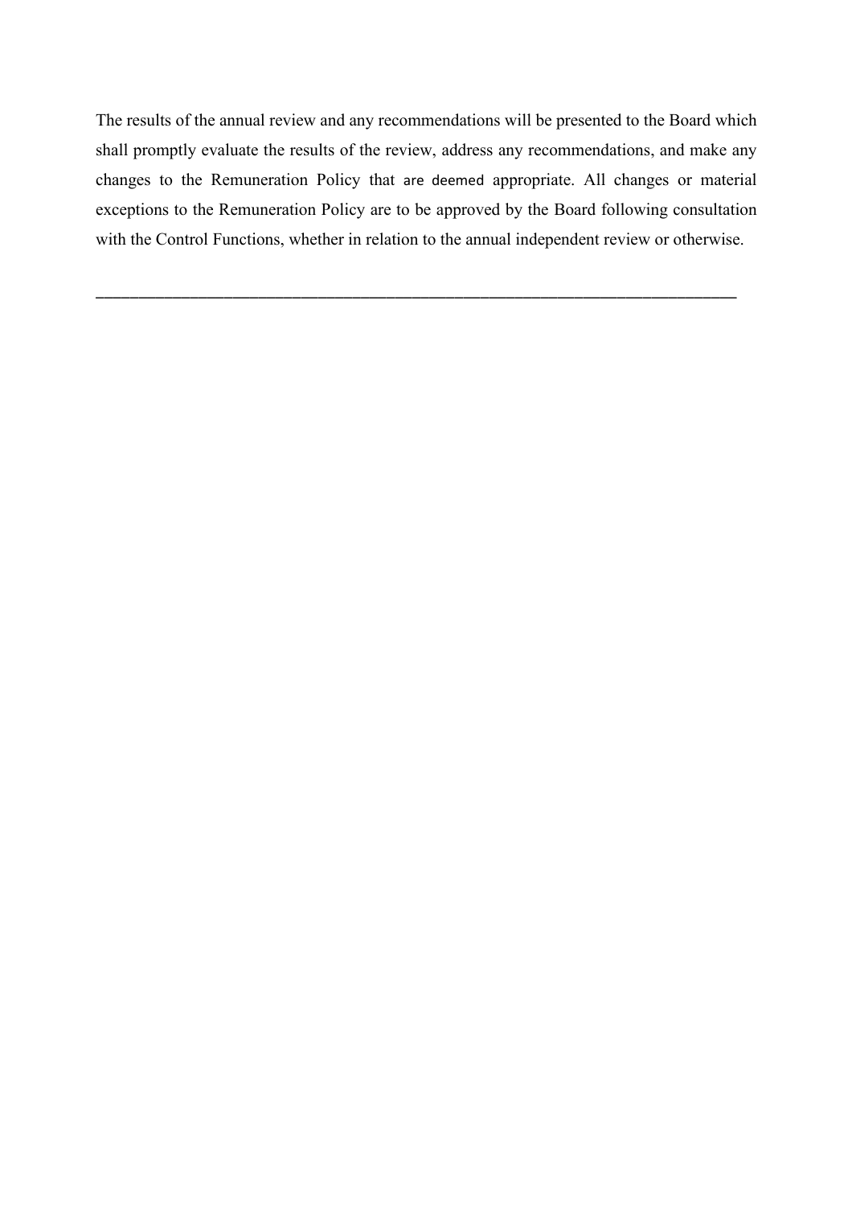The results of the annual review and any recommendations will be presented to the Board which shall promptly evaluate the results of the review, address any recommendations, and make any changes to the Remuneration Policy that are deemed appropriate. All changes or material exceptions to the Remuneration Policy are to be approved by the Board following consultation with the Control Functions, whether in relation to the annual independent review or otherwise.

---